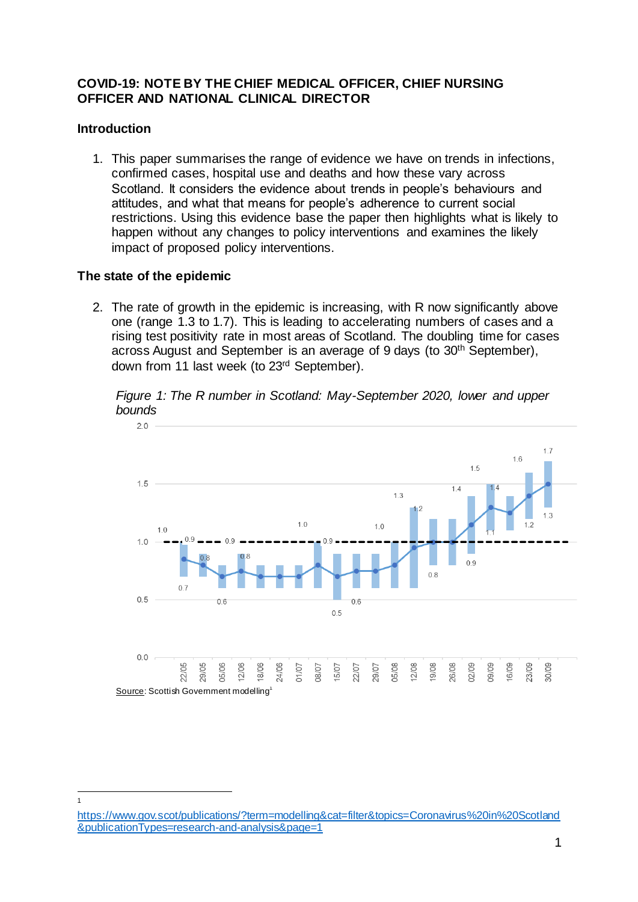**COVID-19: NOTE BY THE CHIEF MEDICAL OFFICER, CHIEF NURSING OFFICER AND NATIONAL CLINICAL DIRECTOR**

## Introduction

1. This paper summarises the range of evidence we have on trends in infections, confirmed cases, hospital use and deaths and how these vary across Scotland. It considers the evidence about trends in people's behaviours and attitudes, and what that means for people's adherence to current social restrictions. Using this evidence base the paper then highlights what is likely to happen without any changes to policy interventions and examines the likely impact of proposed policy interventions.

## The state of the epidemic

2. The rate of growth in the epidemic is increasing, with R now significantly above one (range 1.3 to 1.7). This is leading to accelerating numbers of cases and a rising test positivity rate in most areas of Scotland. The doubling time for cases across August and September is an average of 9 days (to 30th September), down from 11 last week (to 23rd September).

*Figure 1: The R number in Scotland: May-September 2020, lower and upper bounds*

| Week | Lower bound | Upper bound |
|---|---|---|
| 22/05 | 0.7 | 1.0 |
| 29/05 | 0.7 | 0.9 |
| 05/06 | 0.6 | 0.8 |
| 12/06 | 0.6 | 0.9 |
| 18/06 | 0.6 | 0.8 |
| 24/06 | 0.6 | 0.8 |
| 01/07 | 0.6 | 0.8 |
| 08/07 | 0.6 | 1.0 |
| 15/07 | 0.5 | 0.9 |
| 22/07 | 0.6 | 0.9 |
| 29/07 | 0.6 | 0.9 |
| 05/08 | 0.6 | 1.0 |
| 12/08 | 0.6 | 1.3 |
| 19/08 | 0.8 | 1.2 |
| 26/08 | 0.8 | 1.2 |
| 02/09 | 0.9 | 1.4 |
| 09/09 | 1.1 | 1.5 |
| 16/09 | 1.1 | 1.4 |
| 23/09 | 1.2 | 1.6 |
| 30/09 | 1.3 | 1.7 |

Source: Scottish Government modelling[1]

---

[1] https://www.gov.scot/publications/?term=modelling&cat=filter&topics=Coronavirus%20in%20Scotland&publicationTypes=research-and-analysis&page=1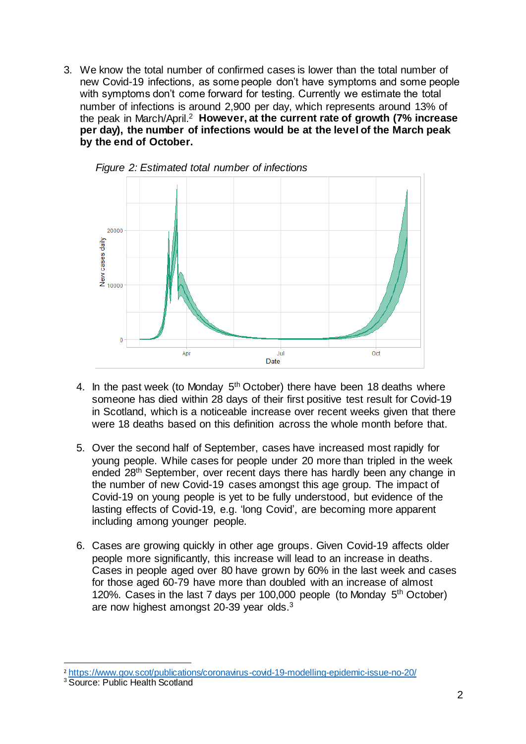3. We know the total number of confirmed cases is lower than the total number of new Covid-19 infections, as some people don't have symptoms and some people with symptoms don't come forward for testing. Currently we estimate the total number of infections is around 2,900 per day, which represents around 13% of the peak in March/April.[2] **However, at the current rate of growth (7% increase per day), the number of infections would be at the level of the March peak by the end of October.**

*Figure 2: Estimated total number of infections*

4. In the past week (to Monday 5th October) there have been 18 deaths where someone has died within 28 days of their first positive test result for Covid-19 in Scotland, which is a noticeable increase over recent weeks given that there were 18 deaths based on this definition across the whole month before that.

5. Over the second half of September, cases have increased most rapidly for young people. While cases for people under 20 more than tripled in the week ended 28th September, over recent days there has hardly been any change in the number of new Covid-19 cases amongst this age group. The impact of Covid-19 on young people is yet to be fully understood, but evidence of the lasting effects of Covid-19, e.g. 'long Covid', are becoming more apparent including among younger people.

6. Cases are growing quickly in other age groups. Given Covid-19 affects older people more significantly, this increase will lead to an increase in deaths. Cases in people aged over 80 have grown by 60% in the last week and cases for those aged 60-79 have more than doubled with an increase of almost 120%. Cases in the last 7 days per 100,000 people (to Monday 5th October) are now highest amongst 20-39 year olds.[3]

[2] https://www.gov.scot/publications/coronavirus-covid-19-modelling-epidemic-issue-no-20/

[3] Source: Public Health Scotland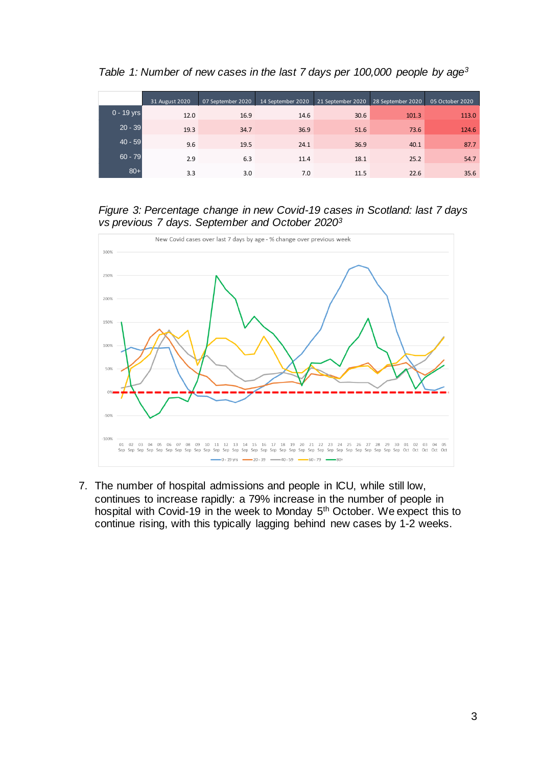*Table 1: Number of new cases in the last 7 days per 100,000 people by age*[3]

| | 31 August 2020 | 07 September 2020 | 14 September 2020 | 21 September 2020 | 28 September 2020 | 05 October 2020 |
|---|---|---|---|---|---|---|
| 0 - 19 yrs | 12.0 | 16.9 | 14.6 | 30.6 | 101.3 | 113.0 |
| 20 - 39 | 19.3 | 34.7 | 36.9 | 51.6 | 73.6 | 124.6 |
| 40 - 59 | 9.6 | 19.5 | 24.1 | 36.9 | 40.1 | 87.7 |
| 60 - 79 | 2.9 | 6.3 | 11.4 | 18.1 | 25.2 | 54.7 |
| 80+ | 3.3 | 3.0 | 7.0 | 11.5 | 22.6 | 35.6 |

*Figure 3: Percentage change in new Covid-19 cases in Scotland: last 7 days vs previous 7 days. September and October 2020*[3]

7. The number of hospital admissions and people in ICU, while still low, continues to increase rapidly: a 79% increase in the number of people in hospital with Covid-19 in the week to Monday 5th October. We expect this to continue rising, with this typically lagging behind new cases by 1-2 weeks.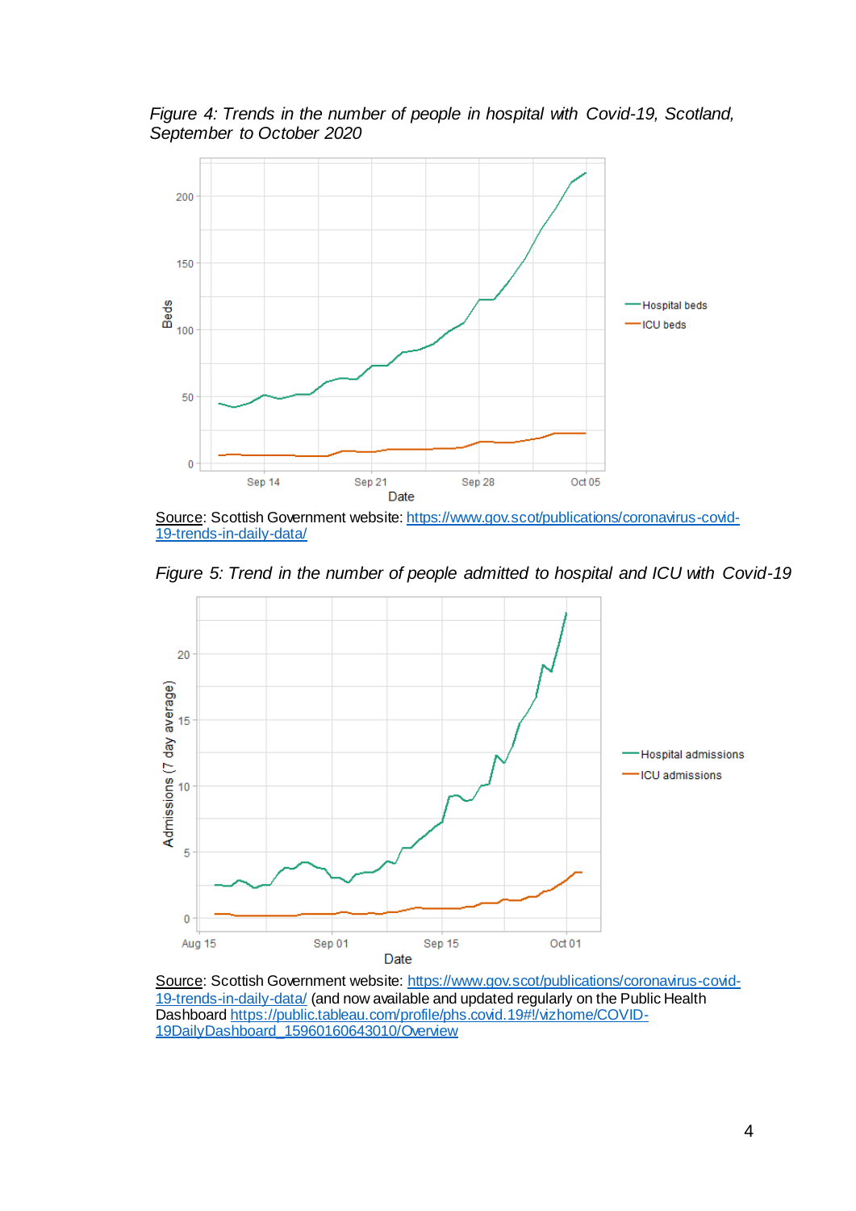*Figure 4: Trends in the number of people in hospital with Covid-19, Scotland, September to October 2020*

Source: Scottish Government website: https://www.gov.scot/publications/coronavirus-covid-19-trends-in-daily-data/

*Figure 5: Trend in the number of people admitted to hospital and ICU with Covid-19*

Source: Scottish Government website: https://www.gov.scot/publications/coronavirus-covid-19-trends-in-daily-data/ (and now available and updated regularly on the Public Health Dashboard https://public.tableau.com/profile/phs.covid.19#!/vizhome/COVID-19DailyDashboard_15960160643010/Overview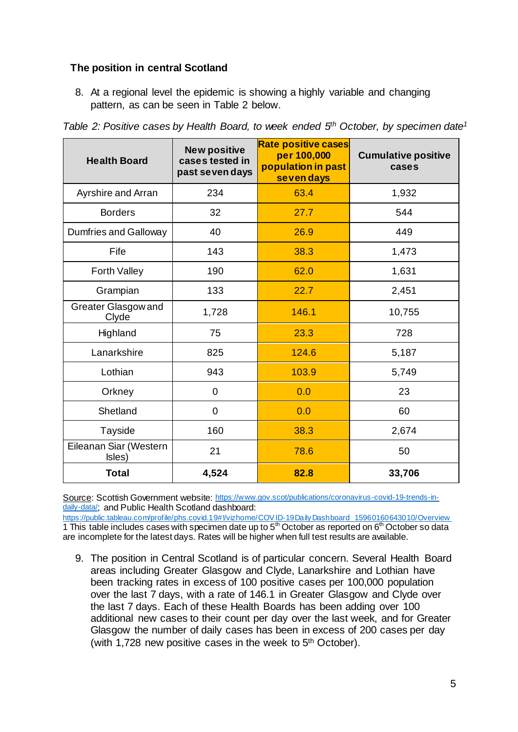### The position in central Scotland

8. At a regional level the epidemic is showing a highly variable and changing pattern, as can be seen in Table 2 below.

*Table 2: Positive cases by Health Board, to week ended 5th October, by specimen date[1]*

| Health Board | New positive cases tested in past seven days | Rate positive cases per 100,000 population in past seven days | Cumulative positive cases |
|---|---|---|---|
| Ayrshire and Arran | 234 | 63.4 | 1,932 |
| Borders | 32 | 27.7 | 544 |
| Dumfries and Galloway | 40 | 26.9 | 449 |
| Fife | 143 | 38.3 | 1,473 |
| Forth Valley | 190 | 62.0 | 1,631 |
| Grampian | 133 | 22.7 | 2,451 |
| Greater Glasgow and Clyde | 1,728 | 146.1 | 10,755 |
| Highland | 75 | 23.3 | 728 |
| Lanarkshire | 825 | 124.6 | 5,187 |
| Lothian | 943 | 103.9 | 5,749 |
| Orkney | 0 | 0.0 | 23 |
| Shetland | 0 | 0.0 | 60 |
| Tayside | 160 | 38.3 | 2,674 |
| Eileanan Siar (Western Isles) | 21 | 78.6 | 50 |
| **Total** | **4,524** | **82.8** | **33,706** |

Source: Scottish Government website: https://www.gov.scot/publications/coronavirus-covid-19-trends-in-daily-data/; and Public Health Scotland dashboard: https://public.tableau.com/profile/phs.covid.19#!/vizhome/COVID-19DailyDashboard_15960160643010/Overview

1 This table includes cases with specimen date up to 5th October as reported on 6th October so data are incomplete for the latest days. Rates will be higher when full test results are available.

9. The position in Central Scotland is of particular concern. Several Health Board areas including Greater Glasgow and Clyde, Lanarkshire and Lothian have been tracking rates in excess of 100 positive cases per 100,000 population over the last 7 days, with a rate of 146.1 in Greater Glasgow and Clyde over the last 7 days. Each of these Health Boards has been adding over 100 additional new cases to their count per day over the last week, and for Greater Glasgow the number of daily cases has been in excess of 200 cases per day (with 1,728 new positive cases in the week to 5th October).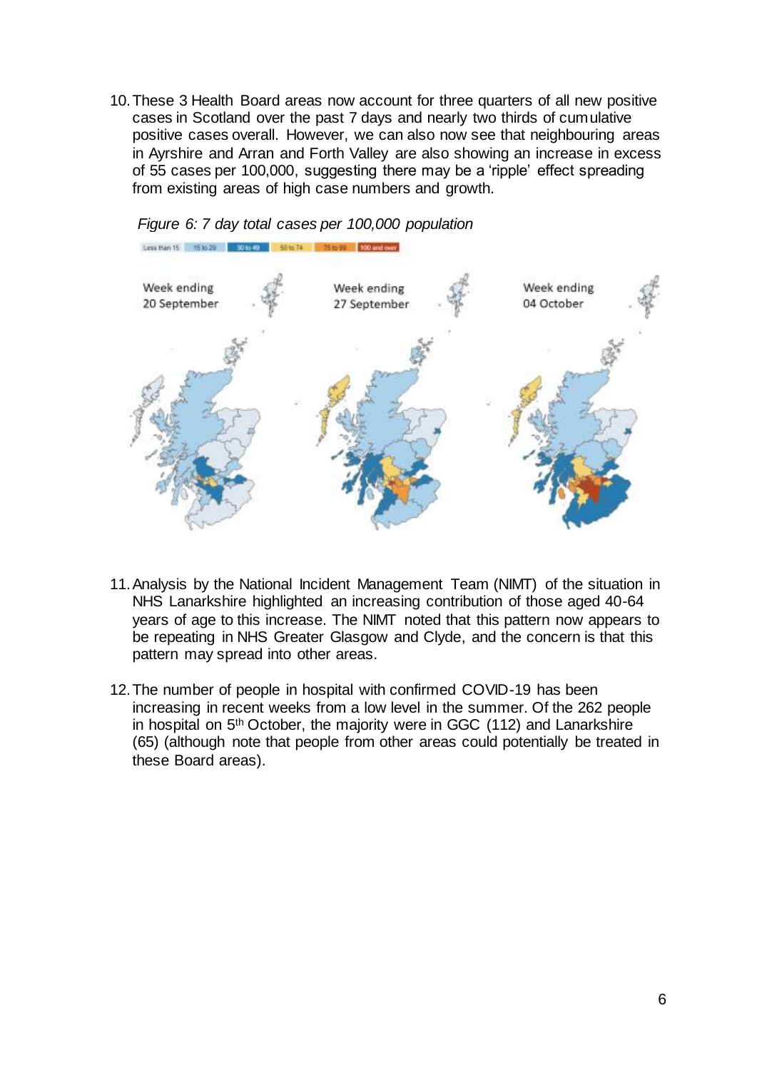10. These 3 Health Board areas now account for three quarters of all new positive cases in Scotland over the past 7 days and nearly two thirds of cumulative positive cases overall. However, we can also now see that neighbouring areas in Ayrshire and Arran and Forth Valley are also showing an increase in excess of 55 cases per 100,000, suggesting there may be a 'ripple' effect spreading from existing areas of high case numbers and growth.

*Figure 6: 7 day total cases per 100,000 population*

11. Analysis by the National Incident Management Team (NIMT) of the situation in NHS Lanarkshire highlighted an increasing contribution of those aged 40-64 years of age to this increase. The NIMT noted that this pattern now appears to be repeating in NHS Greater Glasgow and Clyde, and the concern is that this pattern may spread into other areas.

12. The number of people in hospital with confirmed COVID-19 has been increasing in recent weeks from a low level in the summer. Of the 262 people in hospital on 5th October, the majority were in GGC (112) and Lanarkshire (65) (although note that people from other areas could potentially be treated in these Board areas).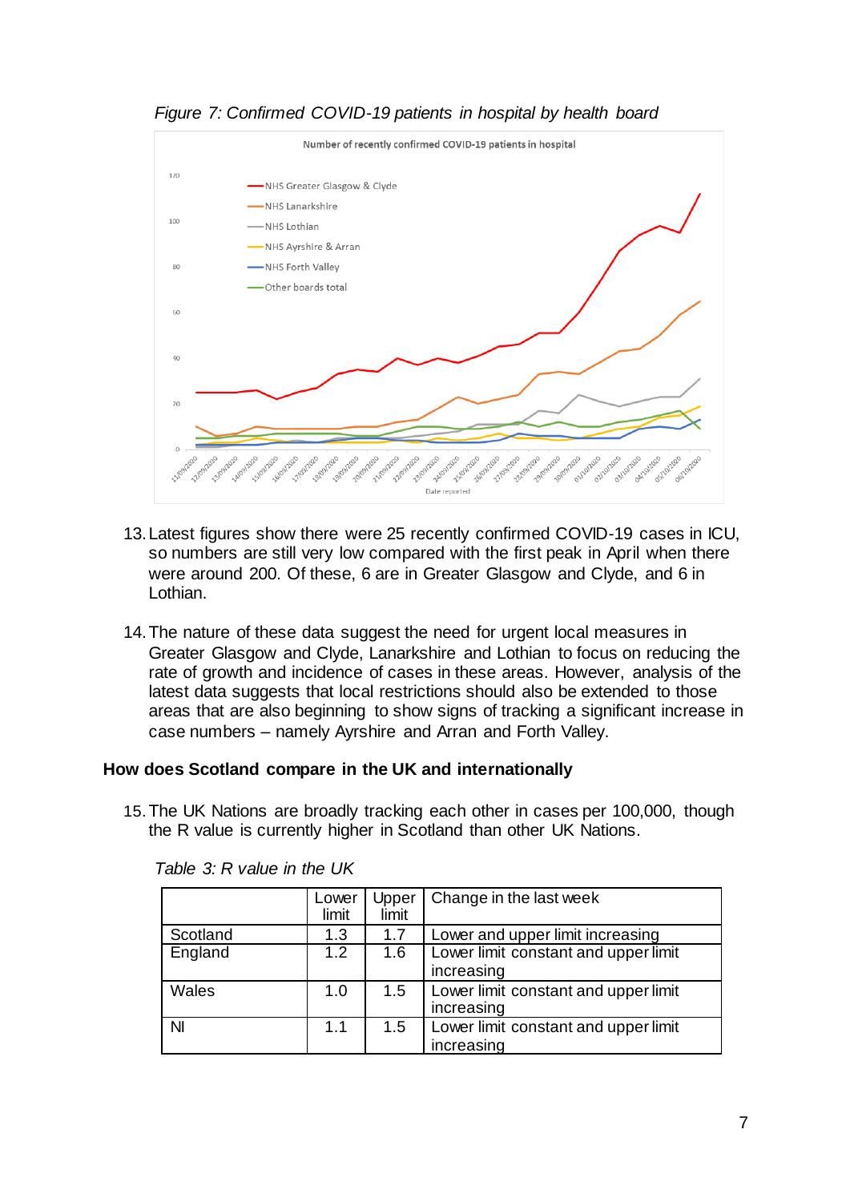*Figure 7: Confirmed COVID-19 patients in hospital by health board*

13. Latest figures show there were 25 recently confirmed COVID-19 cases in ICU, so numbers are still very low compared with the first peak in April when there were around 200. Of these, 6 are in Greater Glasgow and Clyde, and 6 in Lothian.

14. The nature of these data suggest the need for urgent local measures in Greater Glasgow and Clyde, Lanarkshire and Lothian to focus on reducing the rate of growth and incidence of cases in these areas. However, analysis of the latest data suggests that local restrictions should also be extended to those areas that are also beginning to show signs of tracking a significant increase in case numbers – namely Ayrshire and Arran and Forth Valley.

## How does Scotland compare in the UK and internationally

15. The UK Nations are broadly tracking each other in cases per 100,000, though the R value is currently higher in Scotland than other UK Nations.

*Table 3: R value in the UK*

| | Lower limit | Upper limit | Change in the last week |
|---|---|---|---|
| Scotland | 1.3 | 1.7 | Lower and upper limit increasing |
| England | 1.2 | 1.6 | Lower limit constant and upper limit increasing |
| Wales | 1.0 | 1.5 | Lower limit constant and upper limit increasing |
| NI | 1.1 | 1.5 | Lower limit constant and upper limit increasing |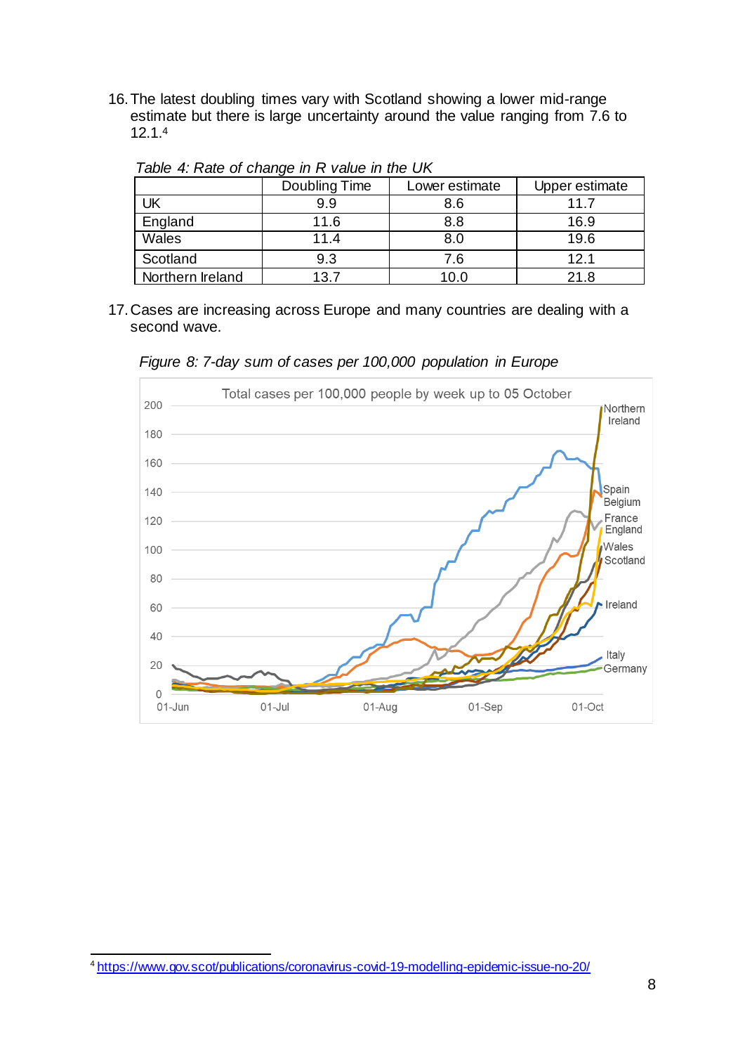16. The latest doubling times vary with Scotland showing a lower mid-range estimate but there is large uncertainty around the value ranging from 7.6 to 12.1.[4]

*Table 4: Rate of change in R value in the UK*

| | Doubling Time | Lower estimate | Upper estimate |
|---|---|---|---|
| UK | 9.9 | 8.6 | 11.7 |
| England | 11.6 | 8.8 | 16.9 |
| Wales | 11.4 | 8.0 | 19.6 |
| Scotland | 9.3 | 7.6 | 12.1 |
| Northern Ireland | 13.7 | 10.0 | 21.8 |

17. Cases are increasing across Europe and many countries are dealing with a second wave.

*Figure 8: 7-day sum of cases per 100,000 population in Europe*

Total cases per 100,000 people by week up to 05 October

[4] https://www.gov.scot/publications/coronavirus-covid-19-modelling-epidemic-issue-no-20/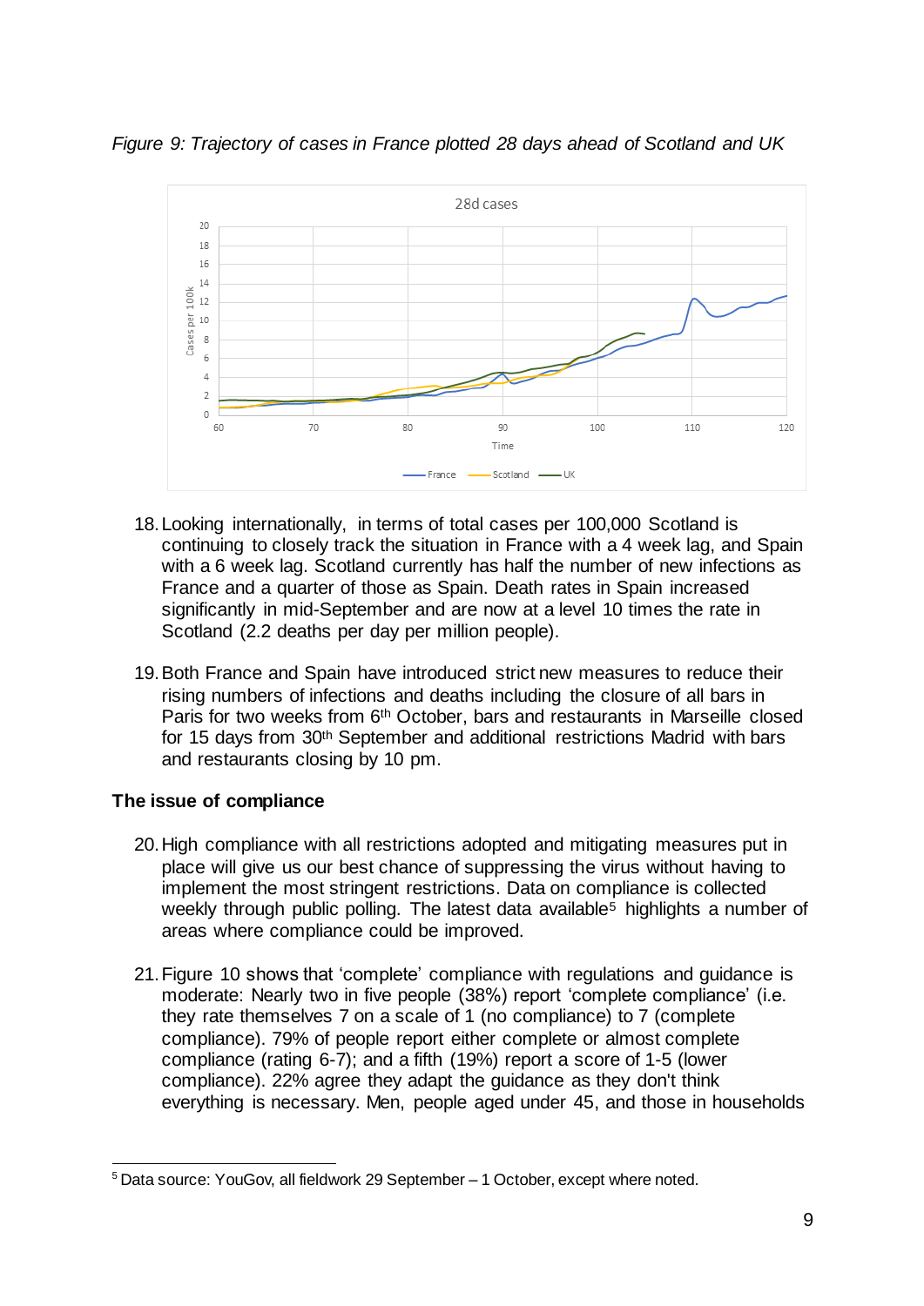*Figure 9: Trajectory of cases in France plotted 28 days ahead of Scotland and UK*

18. Looking internationally, in terms of total cases per 100,000 Scotland is continuing to closely track the situation in France with a 4 week lag, and Spain with a 6 week lag. Scotland currently has half the number of new infections as France and a quarter of those as Spain. Death rates in Spain increased significantly in mid-September and are now at a level 10 times the rate in Scotland (2.2 deaths per day per million people).

19. Both France and Spain have introduced strict new measures to reduce their rising numbers of infections and deaths including the closure of all bars in Paris for two weeks from 6th October, bars and restaurants in Marseille closed for 15 days from 30th September and additional restrictions Madrid with bars and restaurants closing by 10 pm.

**The issue of compliance**

20. High compliance with all restrictions adopted and mitigating measures put in place will give us our best chance of suppressing the virus without having to implement the most stringent restrictions. Data on compliance is collected weekly through public polling. The latest data available[5] highlights a number of areas where compliance could be improved.

21. Figure 10 shows that 'complete' compliance with regulations and guidance is moderate: Nearly two in five people (38%) report 'complete compliance' (i.e. they rate themselves 7 on a scale of 1 (no compliance) to 7 (complete compliance). 79% of people report either complete or almost complete compliance (rating 6-7); and a fifth (19%) report a score of 1-5 (lower compliance). 22% agree they adapt the guidance as they don't think everything is necessary. Men, people aged under 45, and those in households

[5] Data source: YouGov, all fieldwork 29 September – 1 October, except where noted.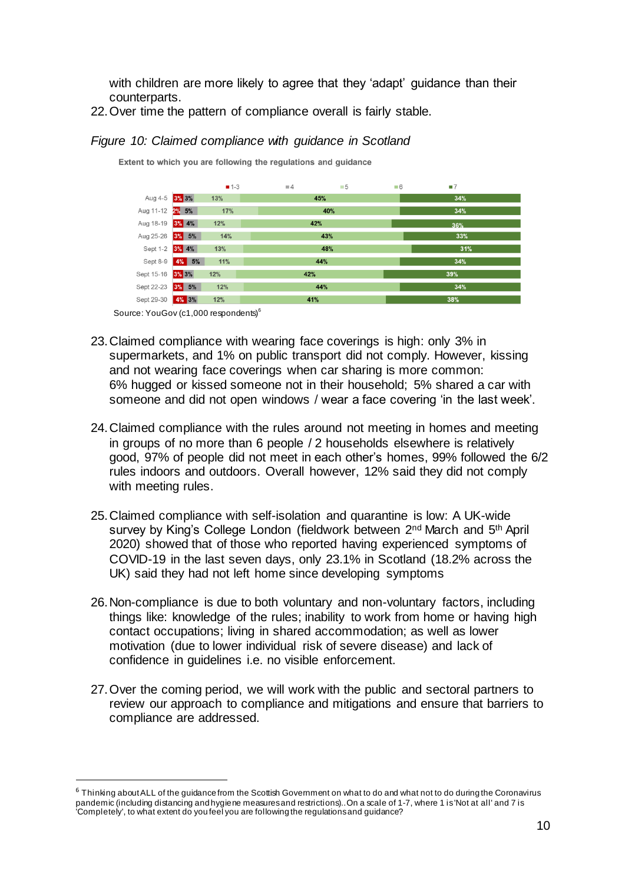with children are more likely to agree that they 'adapt' guidance than their counterparts.

22. Over time the pattern of compliance overall is fairly stable.

*Figure 10: Claimed compliance with guidance in Scotland*

**Extent to which you are following the regulations and guidance**

| | 1-3 | 4 | 5 | 6 | 7 |
|---|---|---|---|---|---|
| Aug 4-5 | 3% | 3% | 13% | 45% | 34% |
| Aug 11-12 | 2% | 5% | 17% | 40% | 34% |
| Aug 18-19 | 3% | 4% | 12% | 42% | 36% |
| Aug 25-26 | 3% | 5% | 14% | 43% | 33% |
| Sept 1-2 | 3% | 4% | 13% | 48% | 31% |
| Sept 8-9 | 4% | 5% | 11% | 44% | 34% |
| Sept 15-16 | 3% | 3% | 12% | 42% | 39% |
| Sept 22-23 | 3% | 5% | 12% | 44% | 34% |
| Sept 29-30 | 4% | 3% | 12% | 41% | 38% |

Source: YouGov (c1,000 respondents)[6]

23. Claimed compliance with wearing face coverings is high: only 3% in supermarkets, and 1% on public transport did not comply. However, kissing and not wearing face coverings when car sharing is more common: 6% hugged or kissed someone not in their household; 5% shared a car with someone and did not open windows / wear a face covering 'in the last week'.

24. Claimed compliance with the rules around not meeting in homes and meeting in groups of no more than 6 people / 2 households elsewhere is relatively good, 97% of people did not meet in each other's homes, 99% followed the 6/2 rules indoors and outdoors. Overall however, 12% said they did not comply with meeting rules.

25. Claimed compliance with self-isolation and quarantine is low: A UK-wide survey by King's College London (fieldwork between 2nd March and 5th April 2020) showed that of those who reported having experienced symptoms of COVID-19 in the last seven days, only 23.1% in Scotland (18.2% across the UK) said they had not left home since developing symptoms

26. Non-compliance is due to both voluntary and non-voluntary factors, including things like: knowledge of the rules; inability to work from home or having high contact occupations; living in shared accommodation; as well as lower motivation (due to lower individual risk of severe disease) and lack of confidence in guidelines i.e. no visible enforcement.

27. Over the coming period, we will work with the public and sectoral partners to review our approach to compliance and mitigations and ensure that barriers to compliance are addressed.

---

[6] Thinking about ALL of the guidance from the Scottish Government on what to do and what not to do during the Coronavirus pandemic (including distancing and hygiene measures and restrictions)..On a scale of 1-7, where 1 is 'Not at all' and 7 is 'Completely', to what extent do you feel you are following the regulations and guidance?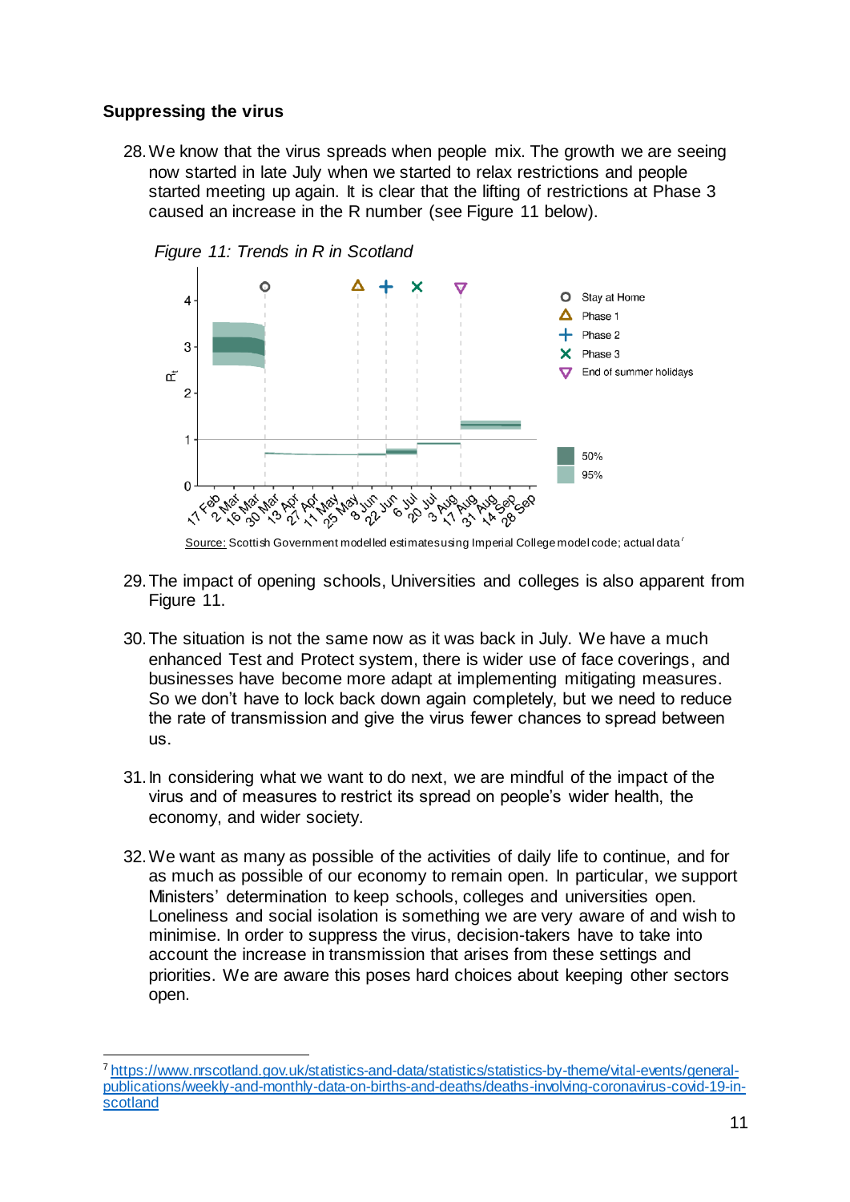### Suppressing the virus

28. We know that the virus spreads when people mix. The growth we are seeing now started in late July when we started to relax restrictions and people started meeting up again. It is clear that the lifting of restrictions at Phase 3 caused an increase in the R number (see Figure 11 below).

*Figure 11: Trends in R in Scotland*

Source: Scottish Government modelled estimates using Imperial College model code; actual data[7]

29. The impact of opening schools, Universities and colleges is also apparent from Figure 11.

30. The situation is not the same now as it was back in July. We have a much enhanced Test and Protect system, there is wider use of face coverings, and businesses have become more adapt at implementing mitigating measures. So we don't have to lock back down again completely, but we need to reduce the rate of transmission and give the virus fewer chances to spread between us.

31. In considering what we want to do next, we are mindful of the impact of the virus and of measures to restrict its spread on people's wider health, the economy, and wider society.

32. We want as many as possible of the activities of daily life to continue, and for as much as possible of our economy to remain open. In particular, we support Ministers' determination to keep schools, colleges and universities open. Loneliness and social isolation is something we are very aware of and wish to minimise. In order to suppress the virus, decision-takers have to take into account the increase in transmission that arises from these settings and priorities. We are aware this poses hard choices about keeping other sectors open.

[7] https://www.nrscotland.gov.uk/statistics-and-data/statistics/statistics-by-theme/vital-events/general-publications/weekly-and-monthly-data-on-births-and-deaths/deaths-involving-coronavirus-covid-19-in-scotland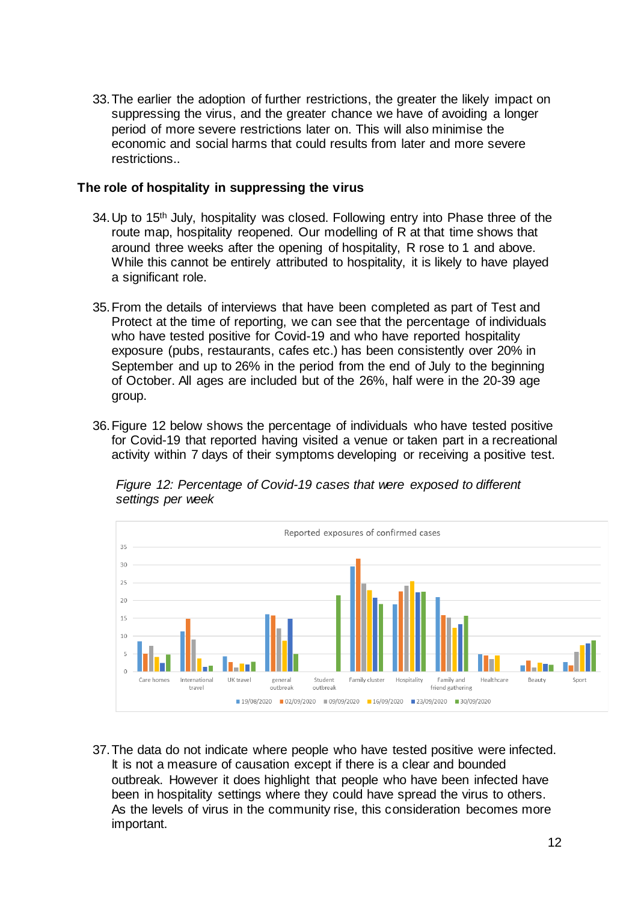33. The earlier the adoption of further restrictions, the greater the likely impact on suppressing the virus, and the greater chance we have of avoiding a longer period of more severe restrictions later on. This will also minimise the economic and social harms that could results from later and more severe restrictions..

**The role of hospitality in suppressing the virus**

34. Up to 15th July, hospitality was closed. Following entry into Phase three of the route map, hospitality reopened. Our modelling of R at that time shows that around three weeks after the opening of hospitality, R rose to 1 and above. While this cannot be entirely attributed to hospitality, it is likely to have played a significant role.

35. From the details of interviews that have been completed as part of Test and Protect at the time of reporting, we can see that the percentage of individuals who have tested positive for Covid-19 and who have reported hospitality exposure (pubs, restaurants, cafes etc.) has been consistently over 20% in September and up to 26% in the period from the end of July to the beginning of October. All ages are included but of the 26%, half were in the 20-39 age group.

36. Figure 12 below shows the percentage of individuals who have tested positive for Covid-19 that reported having visited a venue or taken part in a recreational activity within 7 days of their symptoms developing or receiving a positive test.

*Figure 12: Percentage of Covid-19 cases that were exposed to different settings per week*

37. The data do not indicate where people who have tested positive were infected. It is not a measure of causation except if there is a clear and bounded outbreak. However it does highlight that people who have been infected have been in hospitality settings where they could have spread the virus to others. As the levels of virus in the community rise, this consideration becomes more important.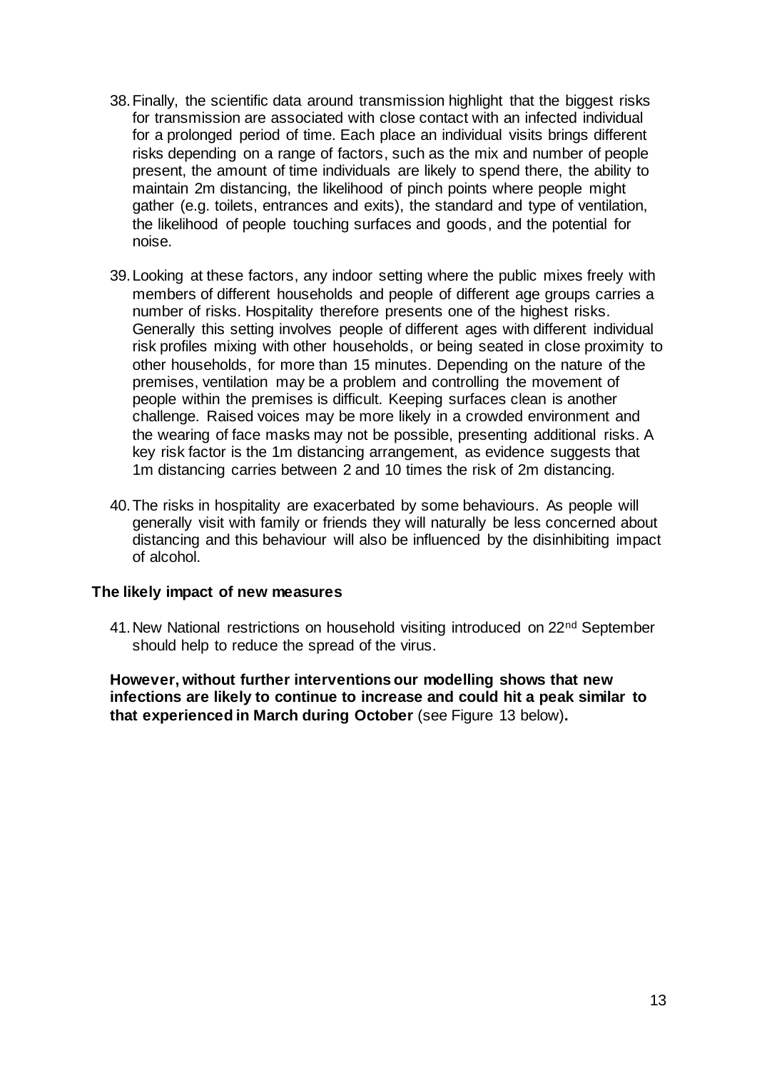38. Finally, the scientific data around transmission highlight that the biggest risks for transmission are associated with close contact with an infected individual for a prolonged period of time. Each place an individual visits brings different risks depending on a range of factors, such as the mix and number of people present, the amount of time individuals are likely to spend there, the ability to maintain 2m distancing, the likelihood of pinch points where people might gather (e.g. toilets, entrances and exits), the standard and type of ventilation, the likelihood of people touching surfaces and goods, and the potential for noise.

39. Looking at these factors, any indoor setting where the public mixes freely with members of different households and people of different age groups carries a number of risks. Hospitality therefore presents one of the highest risks. Generally this setting involves people of different ages with different individual risk profiles mixing with other households, or being seated in close proximity to other households, for more than 15 minutes. Depending on the nature of the premises, ventilation may be a problem and controlling the movement of people within the premises is difficult. Keeping surfaces clean is another challenge. Raised voices may be more likely in a crowded environment and the wearing of face masks may not be possible, presenting additional risks. A key risk factor is the 1m distancing arrangement, as evidence suggests that 1m distancing carries between 2 and 10 times the risk of 2m distancing.

40. The risks in hospitality are exacerbated by some behaviours. As people will generally visit with family or friends they will naturally be less concerned about distancing and this behaviour will also be influenced by the disinhibiting impact of alcohol.

**The likely impact of new measures**

41. New National restrictions on household visiting introduced on 22nd September should help to reduce the spread of the virus.

**However, without further interventions our modelling shows that new infections are likely to continue to increase and could hit a peak similar to that experienced in March during October** (see Figure 13 below)**.**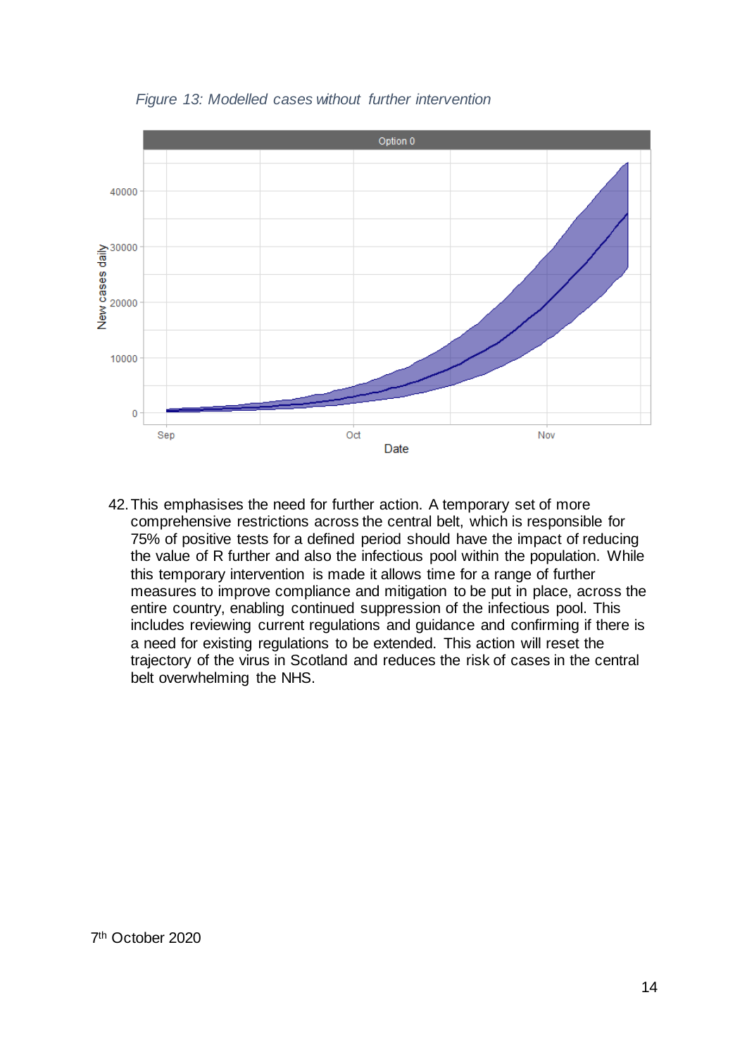*Figure 13: Modelled cases without further intervention*

Option 0

New cases daily

40000

30000

20000

10000

0

Sep

Oct

Nov

Date

42. This emphasises the need for further action. A temporary set of more comprehensive restrictions across the central belt, which is responsible for 75% of positive tests for a defined period should have the impact of reducing the value of R further and also the infectious pool within the population. While this temporary intervention is made it allows time for a range of further measures to improve compliance and mitigation to be put in place, across the entire country, enabling continued suppression of the infectious pool. This includes reviewing current regulations and guidance and confirming if there is a need for existing regulations to be extended. This action will reset the trajectory of the virus in Scotland and reduces the risk of cases in the central belt overwhelming the NHS.

7th October 2020